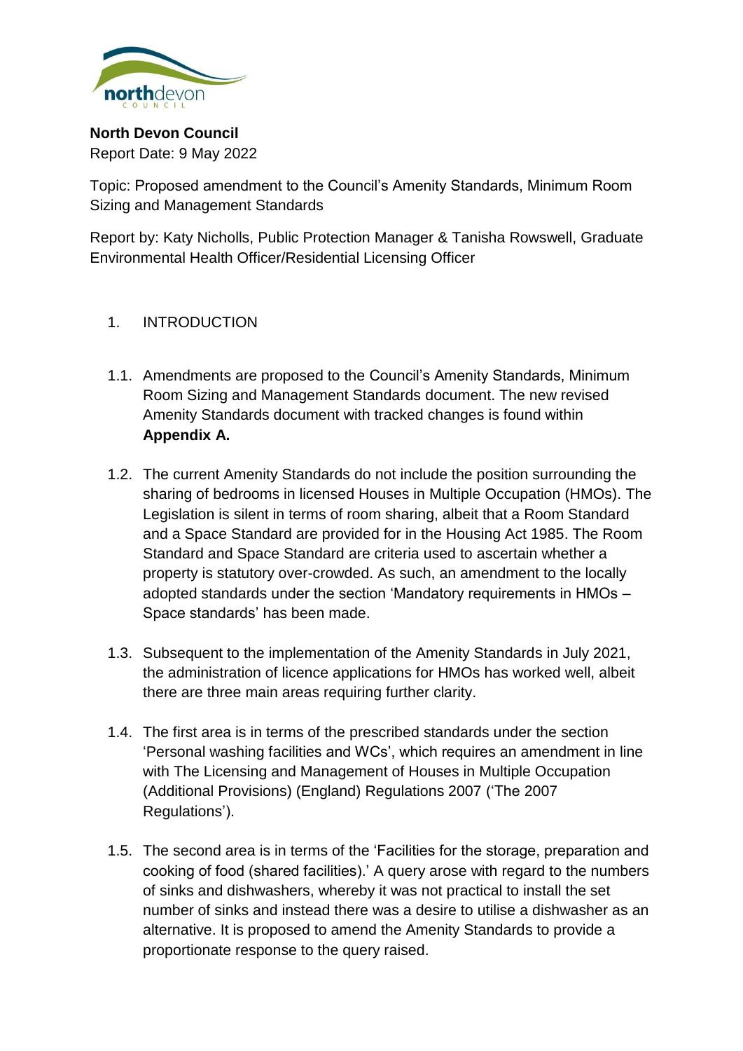**North Devon Council**
Report Date: 9 May 2022

Topic: Proposed amendment to the Council's Amenity Standards, Minimum Room Sizing and Management Standards

Report by: Katy Nicholls, Public Protection Manager & Tanisha Rowswell, Graduate Environmental Health Officer/Residential Licensing Officer

## 1. INTRODUCTION

1.1. Amendments are proposed to the Council's Amenity Standards, Minimum Room Sizing and Management Standards document. The new revised Amenity Standards document with tracked changes is found within **Appendix A.**

1.2. The current Amenity Standards do not include the position surrounding the sharing of bedrooms in licensed Houses in Multiple Occupation (HMOs). The Legislation is silent in terms of room sharing, albeit that a Room Standard and a Space Standard are provided for in the Housing Act 1985. The Room Standard and Space Standard are criteria used to ascertain whether a property is statutory over-crowded. As such, an amendment to the locally adopted standards under the section 'Mandatory requirements in HMOs – Space standards' has been made.

1.3. Subsequent to the implementation of the Amenity Standards in July 2021, the administration of licence applications for HMOs has worked well, albeit there are three main areas requiring further clarity.

1.4. The first area is in terms of the prescribed standards under the section 'Personal washing facilities and WCs', which requires an amendment in line with The Licensing and Management of Houses in Multiple Occupation (Additional Provisions) (England) Regulations 2007 ('The 2007 Regulations').

1.5. The second area is in terms of the 'Facilities for the storage, preparation and cooking of food (shared facilities).' A query arose with regard to the numbers of sinks and dishwashers, whereby it was not practical to install the set number of sinks and instead there was a desire to utilise a dishwasher as an alternative. It is proposed to amend the Amenity Standards to provide a proportionate response to the query raised.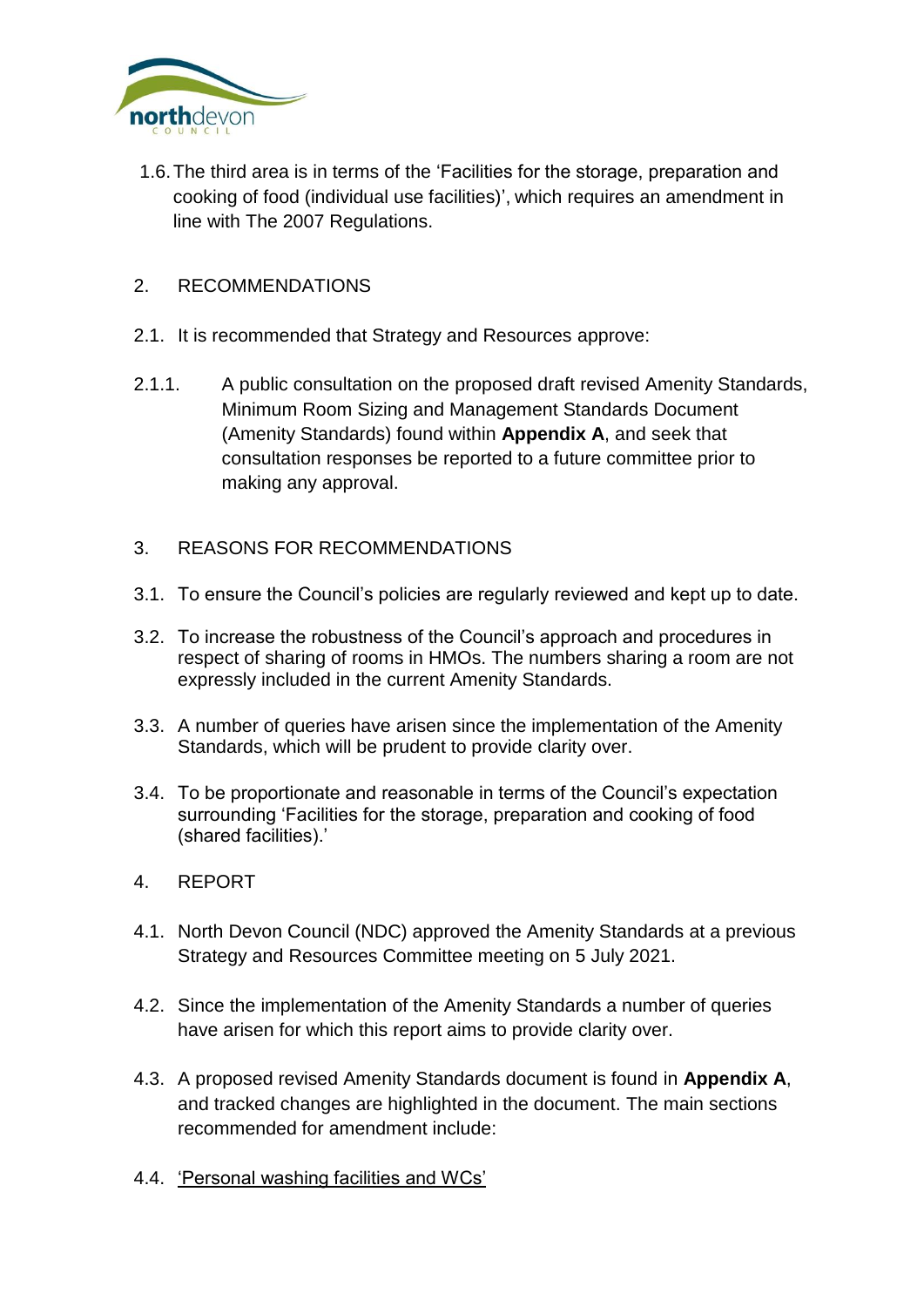1.6. The third area is in terms of the 'Facilities for the storage, preparation and cooking of food (individual use facilities)', which requires an amendment in line with The 2007 Regulations.

## 2. RECOMMENDATIONS

2.1. It is recommended that Strategy and Resources approve:

2.1.1. A public consultation on the proposed draft revised Amenity Standards, Minimum Room Sizing and Management Standards Document (Amenity Standards) found within **Appendix A**, and seek that consultation responses be reported to a future committee prior to making any approval.

## 3. REASONS FOR RECOMMENDATIONS

3.1. To ensure the Council's policies are regularly reviewed and kept up to date.

3.2. To increase the robustness of the Council's approach and procedures in respect of sharing of rooms in HMOs. The numbers sharing a room are not expressly included in the current Amenity Standards.

3.3. A number of queries have arisen since the implementation of the Amenity Standards, which will be prudent to provide clarity over.

3.4. To be proportionate and reasonable in terms of the Council's expectation surrounding 'Facilities for the storage, preparation and cooking of food (shared facilities).'

## 4. REPORT

4.1. North Devon Council (NDC) approved the Amenity Standards at a previous Strategy and Resources Committee meeting on 5 July 2021.

4.2. Since the implementation of the Amenity Standards a number of queries have arisen for which this report aims to provide clarity over.

4.3. A proposed revised Amenity Standards document is found in **Appendix A**, and tracked changes are highlighted in the document. The main sections recommended for amendment include:

4.4. 'Personal washing facilities and WCs'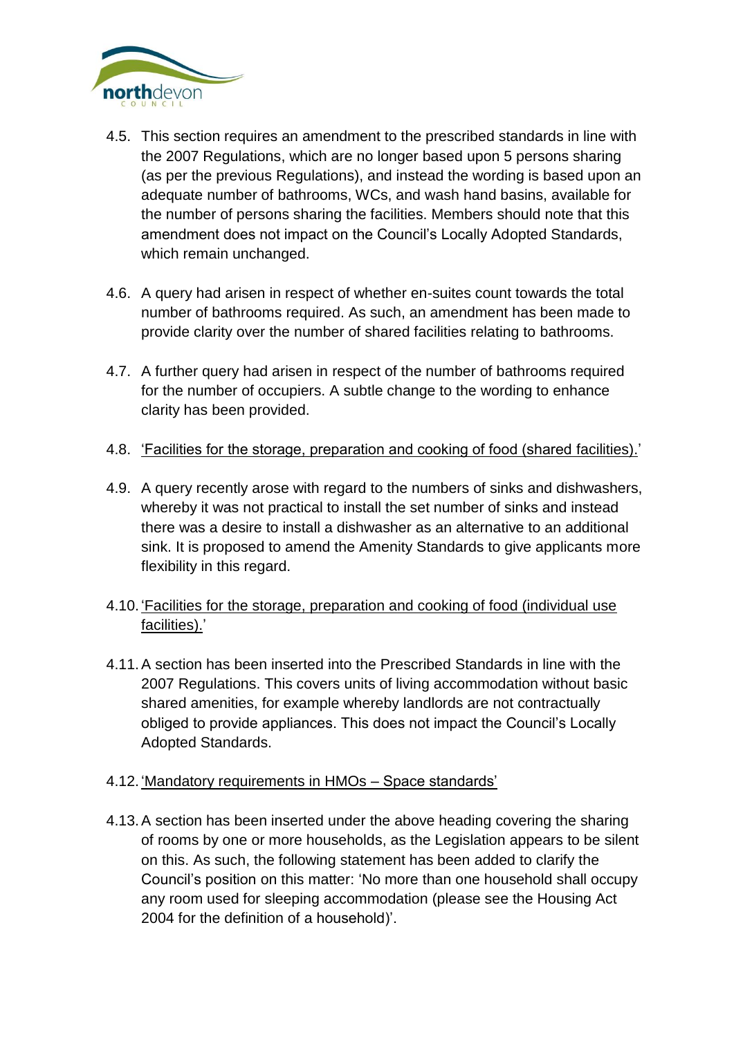4.5. This section requires an amendment to the prescribed standards in line with the 2007 Regulations, which are no longer based upon 5 persons sharing (as per the previous Regulations), and instead the wording is based upon an adequate number of bathrooms, WCs, and wash hand basins, available for the number of persons sharing the facilities. Members should note that this amendment does not impact on the Council's Locally Adopted Standards, which remain unchanged.

4.6. A query had arisen in respect of whether en-suites count towards the total number of bathrooms required. As such, an amendment has been made to provide clarity over the number of shared facilities relating to bathrooms.

4.7. A further query had arisen in respect of the number of bathrooms required for the number of occupiers. A subtle change to the wording to enhance clarity has been provided.

4.8. 'Facilities for the storage, preparation and cooking of food (shared facilities).'

4.9. A query recently arose with regard to the numbers of sinks and dishwashers, whereby it was not practical to install the set number of sinks and instead there was a desire to install a dishwasher as an alternative to an additional sink. It is proposed to amend the Amenity Standards to give applicants more flexibility in this regard.

4.10. 'Facilities for the storage, preparation and cooking of food (individual use facilities).'

4.11. A section has been inserted into the Prescribed Standards in line with the 2007 Regulations. This covers units of living accommodation without basic shared amenities, for example whereby landlords are not contractually obliged to provide appliances. This does not impact the Council's Locally Adopted Standards.

4.12. 'Mandatory requirements in HMOs – Space standards'

4.13. A section has been inserted under the above heading covering the sharing of rooms by one or more households, as the Legislation appears to be silent on this. As such, the following statement has been added to clarify the Council's position on this matter: 'No more than one household shall occupy any room used for sleeping accommodation (please see the Housing Act 2004 for the definition of a household)'.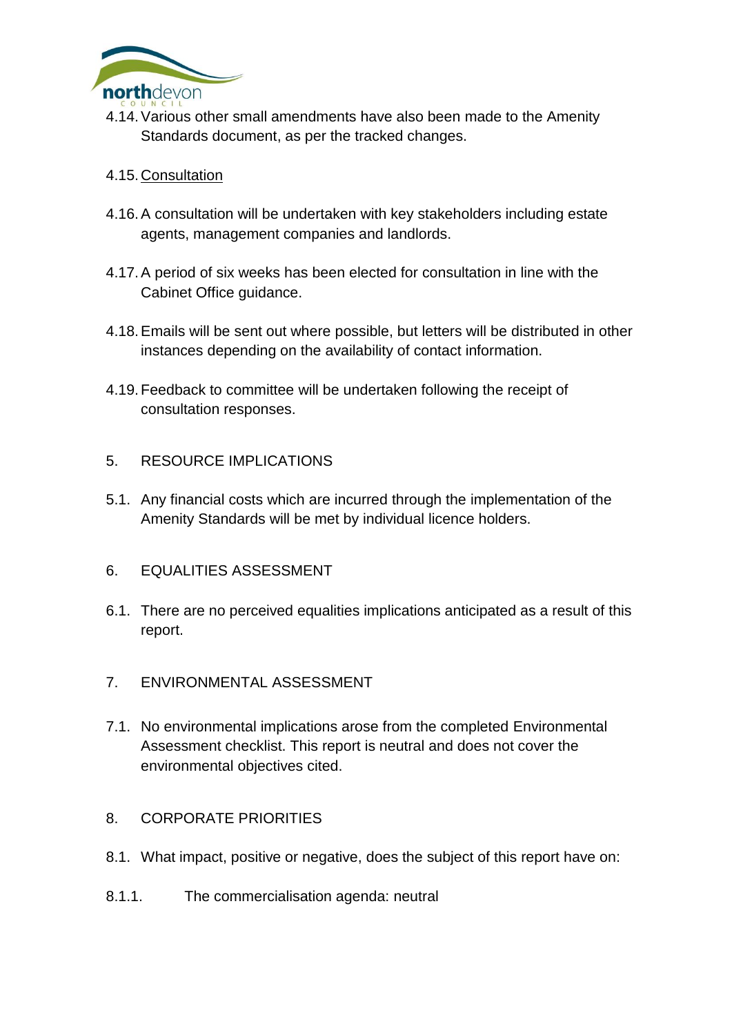4.14. Various other small amendments have also been made to the Amenity Standards document, as per the tracked changes.

4.15. <u>Consultation</u>

4.16. A consultation will be undertaken with key stakeholders including estate agents, management companies and landlords.

4.17. A period of six weeks has been elected for consultation in line with the Cabinet Office guidance.

4.18. Emails will be sent out where possible, but letters will be distributed in other instances depending on the availability of contact information.

4.19. Feedback to committee will be undertaken following the receipt of consultation responses.

## 5. RESOURCE IMPLICATIONS

5.1. Any financial costs which are incurred through the implementation of the Amenity Standards will be met by individual licence holders.

## 6. EQUALITIES ASSESSMENT

6.1. There are no perceived equalities implications anticipated as a result of this report.

## 7. ENVIRONMENTAL ASSESSMENT

7.1. No environmental implications arose from the completed Environmental Assessment checklist. This report is neutral and does not cover the environmental objectives cited.

## 8. CORPORATE PRIORITIES

8.1. What impact, positive or negative, does the subject of this report have on:

8.1.1. The commercialisation agenda: neutral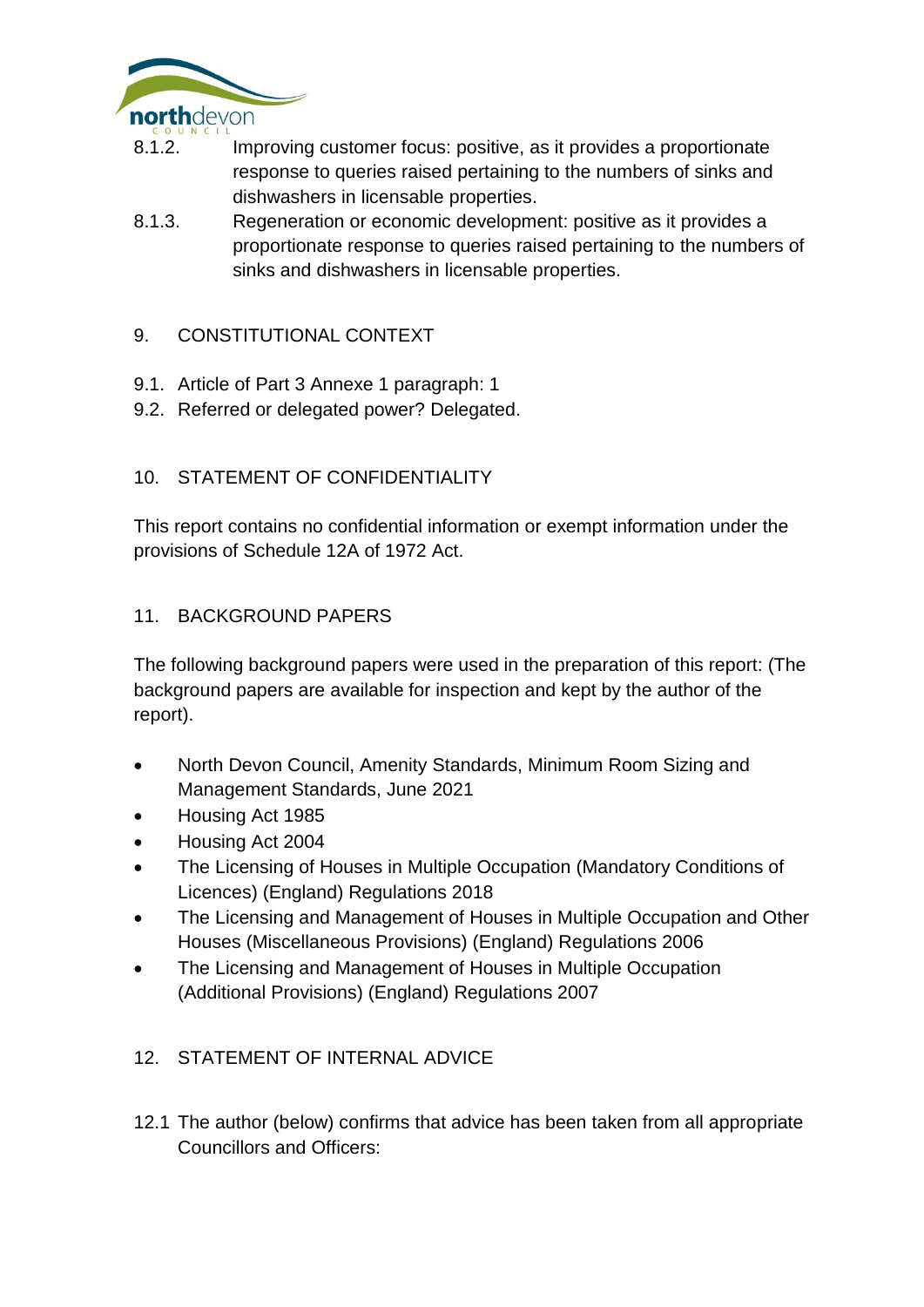8.1.2. Improving customer focus: positive, as it provides a proportionate response to queries raised pertaining to the numbers of sinks and dishwashers in licensable properties.

8.1.3. Regeneration or economic development: positive as it provides a proportionate response to queries raised pertaining to the numbers of sinks and dishwashers in licensable properties.

## 9. CONSTITUTIONAL CONTEXT

9.1. Article of Part 3 Annexe 1 paragraph: 1

9.2. Referred or delegated power? Delegated.

## 10. STATEMENT OF CONFIDENTIALITY

This report contains no confidential information or exempt information under the provisions of Schedule 12A of 1972 Act.

## 11. BACKGROUND PAPERS

The following background papers were used in the preparation of this report: (The background papers are available for inspection and kept by the author of the report).

- North Devon Council, Amenity Standards, Minimum Room Sizing and Management Standards, June 2021
- Housing Act 1985
- Housing Act 2004
- The Licensing of Houses in Multiple Occupation (Mandatory Conditions of Licences) (England) Regulations 2018
- The Licensing and Management of Houses in Multiple Occupation and Other Houses (Miscellaneous Provisions) (England) Regulations 2006
- The Licensing and Management of Houses in Multiple Occupation (Additional Provisions) (England) Regulations 2007

## 12. STATEMENT OF INTERNAL ADVICE

12.1 The author (below) confirms that advice has been taken from all appropriate Councillors and Officers: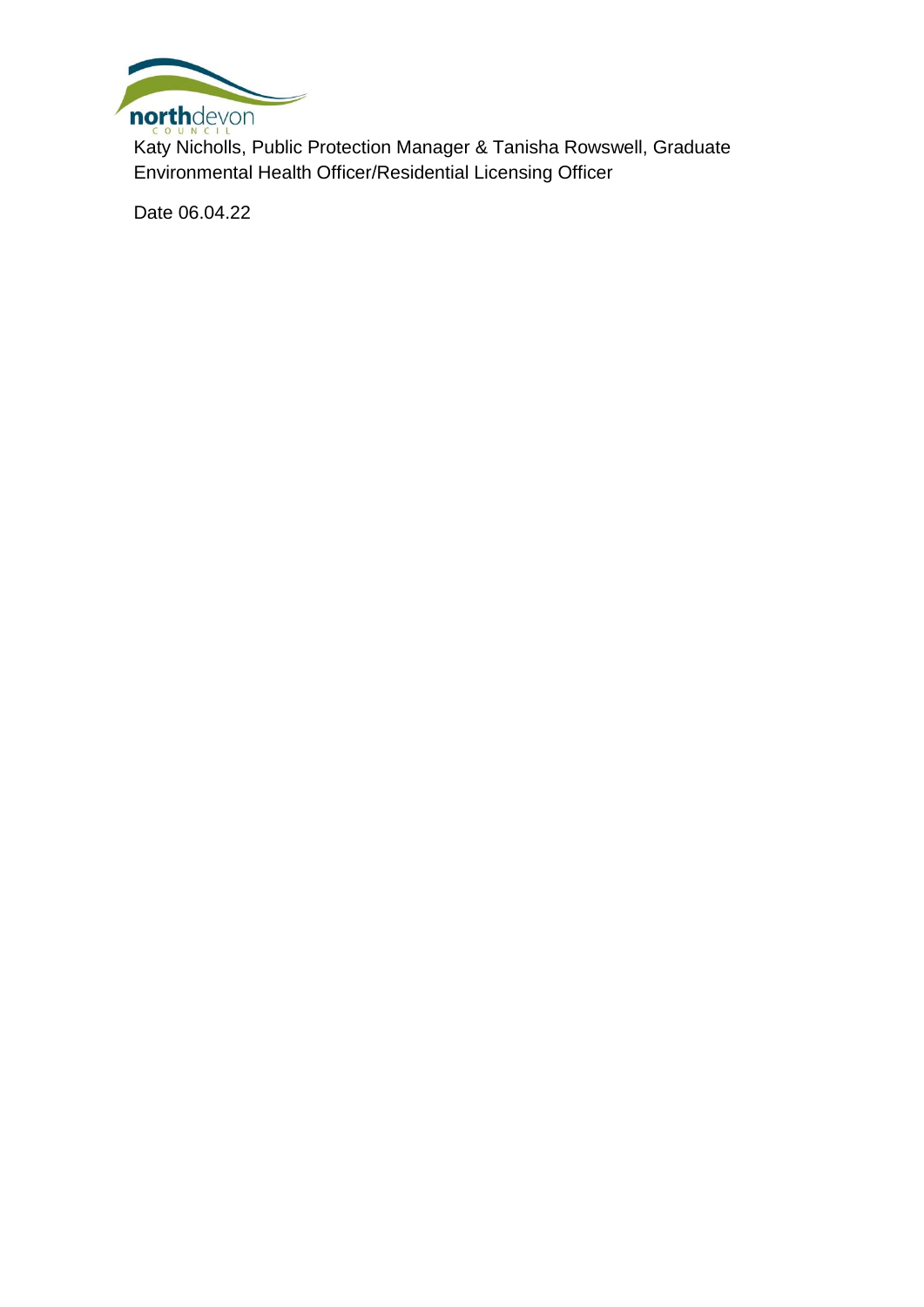Katy Nicholls, Public Protection Manager & Tanisha Rowswell, Graduate Environmental Health Officer/Residential Licensing Officer

Date 06.04.22